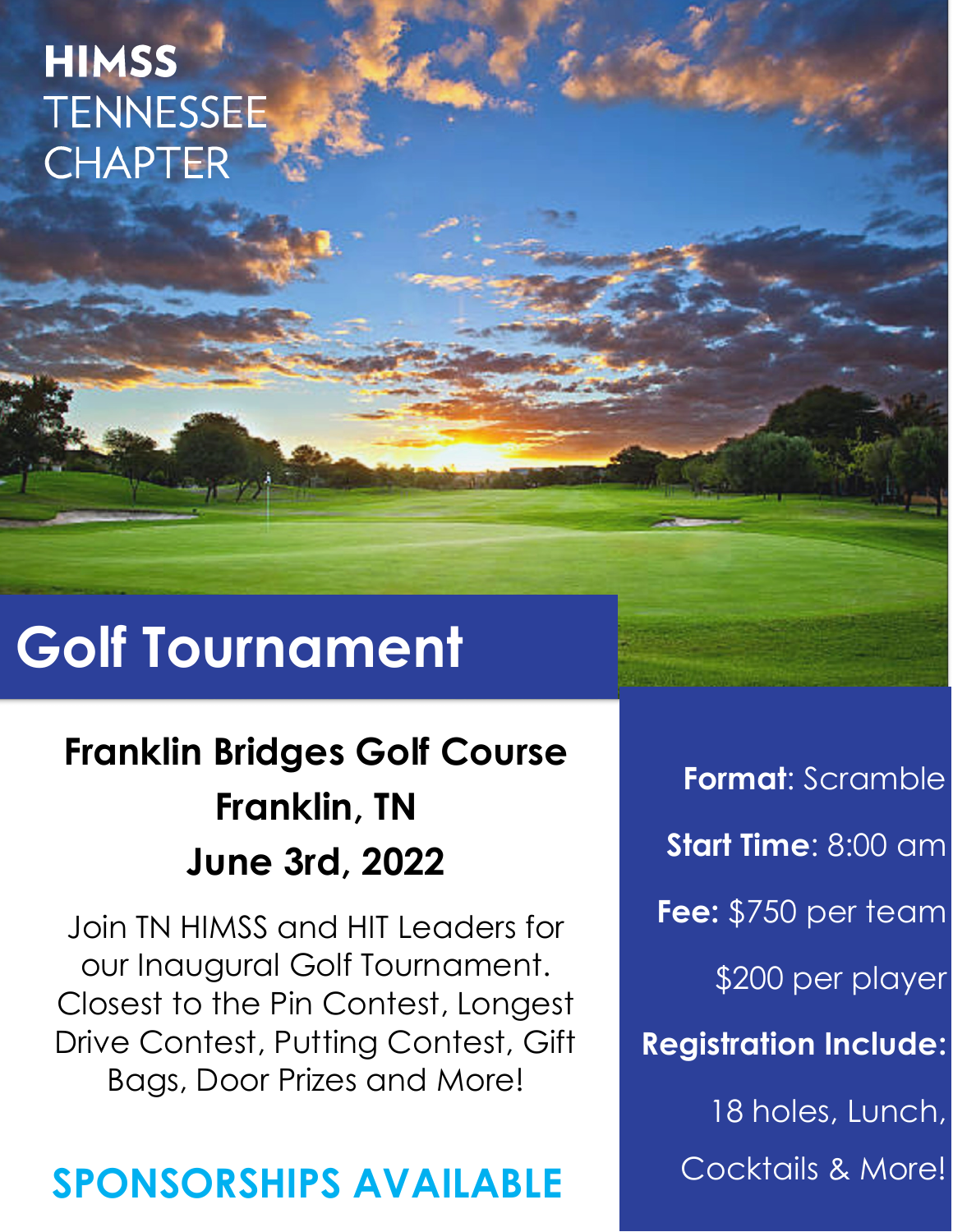**HIMSS**
TENNESSEE
CHAPTER

# Golf Tournament

## Franklin Bridges Golf Course
## Franklin, TN
## June 3rd, 2022

Join TN HIMSS and HIT Leaders for our Inaugural Golf Tournament. Closest to the Pin Contest, Longest Drive Contest, Putting Contest, Gift Bags, Door Prizes and More!

**SPONSORSHIPS AVAILABLE**

**Format**: Scramble

**Start Time**: 8:00 am

**Fee:** $750 per team

$200 per player

**Registration Include:**

18 holes, Lunch,

Cocktails & More!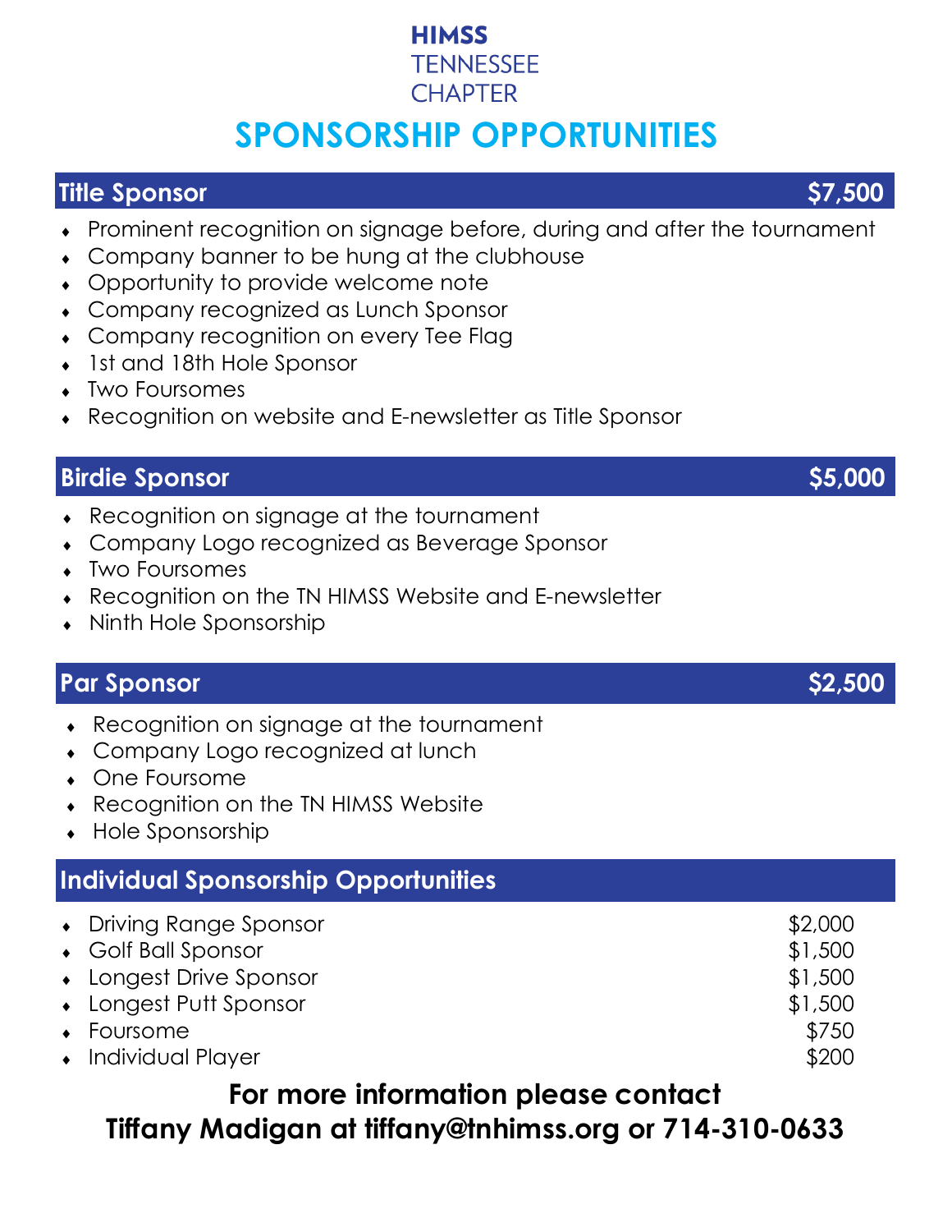**HIMSS**
TENNESSEE
CHAPTER

# SPONSORSHIP OPPORTUNITIES

## Title Sponsor — $7,500

- Prominent recognition on signage before, during and after the tournament
- Company banner to be hung at the clubhouse
- Opportunity to provide welcome note
- Company recognized as Lunch Sponsor
- Company recognition on every Tee Flag
- 1st and 18th Hole Sponsor
- Two Foursomes
- Recognition on website and E-newsletter as Title Sponsor

## Birdie Sponsor — $5,000

- Recognition on signage at the tournament
- Company Logo recognized as Beverage Sponsor
- Two Foursomes
- Recognition on the TN HIMSS Website and E-newsletter
- Ninth Hole Sponsorship

## Par Sponsor — $2,500

- Recognition on signage at the tournament
- Company Logo recognized at lunch
- One Foursome
- Recognition on the TN HIMSS Website
- Hole Sponsorship

## Individual Sponsorship Opportunities

- Driving Range Sponsor — $2,000
- Golf Ball Sponsor — $1,500
- Longest Drive Sponsor — $1,500
- Longest Putt Sponsor — $1,500
- Foursome — $750
- Individual Player — $200

**For more information please contact**
**Tiffany Madigan at tiffany@tnhimss.org or 714-310-0633**